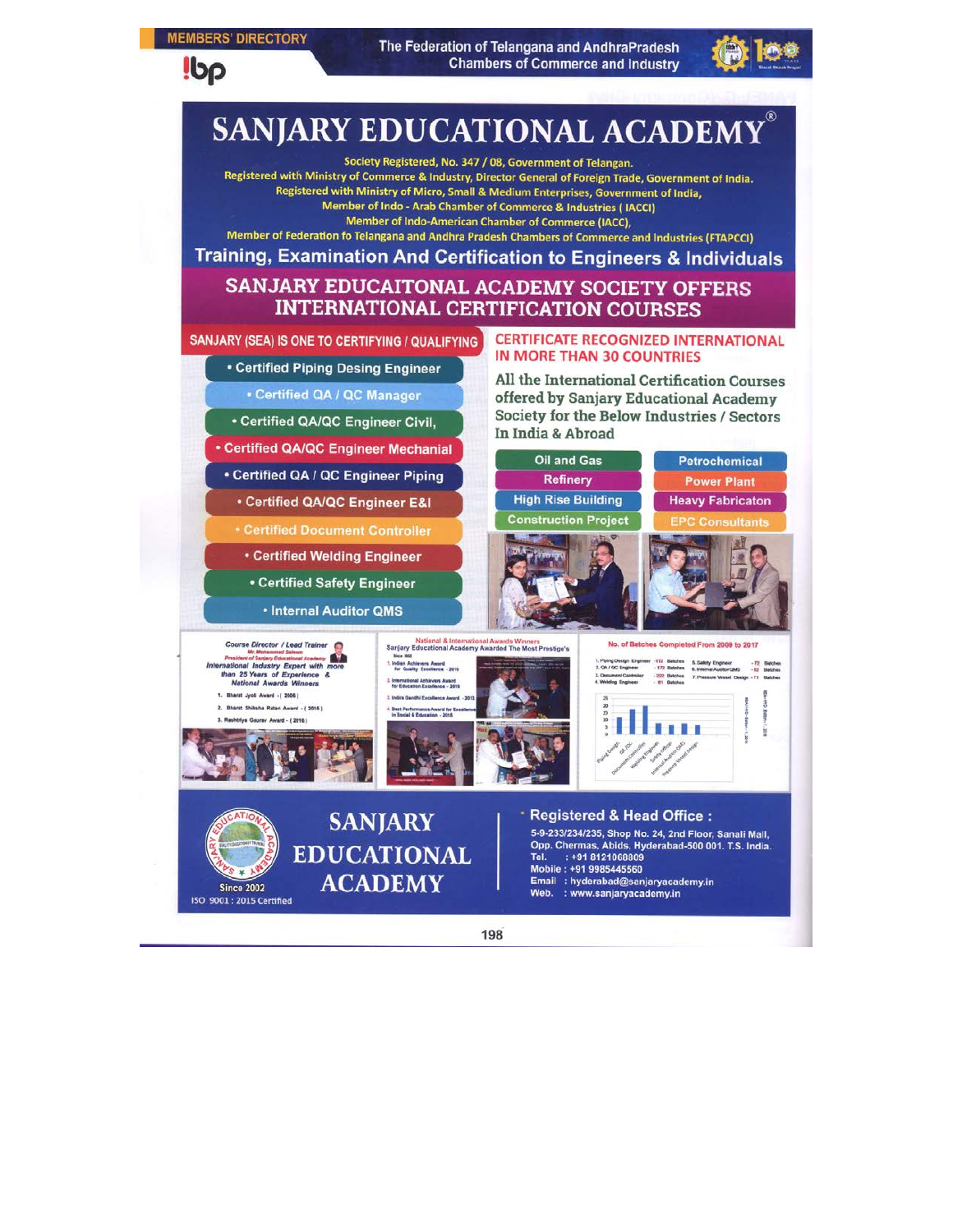# SANJARY EDUCATIONAL ACADEMY®

Society Registered, No. 347 / 08, Government of Telangan.
Registered with Ministry of Commerce & Industry, Director General of Foreign Trade, Government of India.
Registered with Ministry of Micro, Small & Medium Enterprises, Government of India,
Member of Indo - Arab Chamber of Commerce & Industries ( IACCI)
Member of Indo-American Chamber of Commerce (IACC),
Member of Federation fo Telangana and Andhra Pradesh Chambers of Commerce and Industries (FTAPCCI)

## Training, Examination And Certification to Engineers & Individuals

## SANJARY EDUCAITONAL ACADEMY SOCIETY OFFERS INTERNATIONAL CERTIFICATION COURSES

### SANJARY (SEA) IS ONE TO CERTIFYING / QUALIFYING

- Certified Piping Desing Engineer
- Certified QA / QC Manager
- Certified QA/QC Engineer Civil,
- Certified QA/QC Engineer Mechanial
- Certified QA / QC Engineer Piping
- Certified QA/QC Engineer E&I
- Certified Document Controller
- Certified Welding Engineer
- Certified Safety Engineer
- Internal Auditor QMS

### CERTIFICATE RECOGNIZED INTERNATIONAL IN MORE THAN 30 COUNTRIES

All the International Certification Courses offered by Sanjary Educational Academy Society for the Below Industries / Sectors In India & Abroad

- Oil and Gas
- Petrochemical
- Refinery
- Power Plant
- High Rise Building
- Heavy Fabricaton
- Construction Project
- EPC Consultants

**Course Director / Lead Trainer**
Mr. Mohammed Saleem
President of Sanjary Educational Academy
International Industry Expert with more than 25 Years of Experience & National Awards Winners

1. Bharat Jyoti Award - ( 2006 )
2. Bharat Shiksha Ratan Award - ( 2016 )
3. Rashtriya Gaurav Award - ( 2016 )

**National & International Awards Winners**
Sanjary Educational Academy Awarded The Most Prestige's

1. Indian Achievers Award for Quality Excellence - 2015
2. International Achievers Award for Education Excellence - 2016
3. Indira Gandhi Excellence Award - 2013
4. Best Performance Award for Excellence in Social & Education - 2018

**No. of Batches Completed From 2009 to 2017**

1. Piping Design Engineer - 112 Batches
2. QA / QC Engineer - 172 Batches
3. Document Controller - 222 Batches
4. Welding Engineer - 81 Batches
5. Safety Engineer - 72 Batches
6. Internal Auditor QMS - 12 Batches
7. Pressure Vessel Design - 71 Batches

**SANJARY EDUCATIONAL ACADEMY**
Since 2002
ISO 9001 : 2015 Certified

**Registered & Head Office :**
5-9-233/234/235, Shop No. 24, 2nd Floor, Sanali Mall, Opp. Chermas, Abids, Hyderabad-500 001. T.S. India.
Tel. : +91 8121068809
Mobile : +91 9985445560
Email : hyderabad@sanjaryacademy.in
Web. : www.sanjaryacademy.in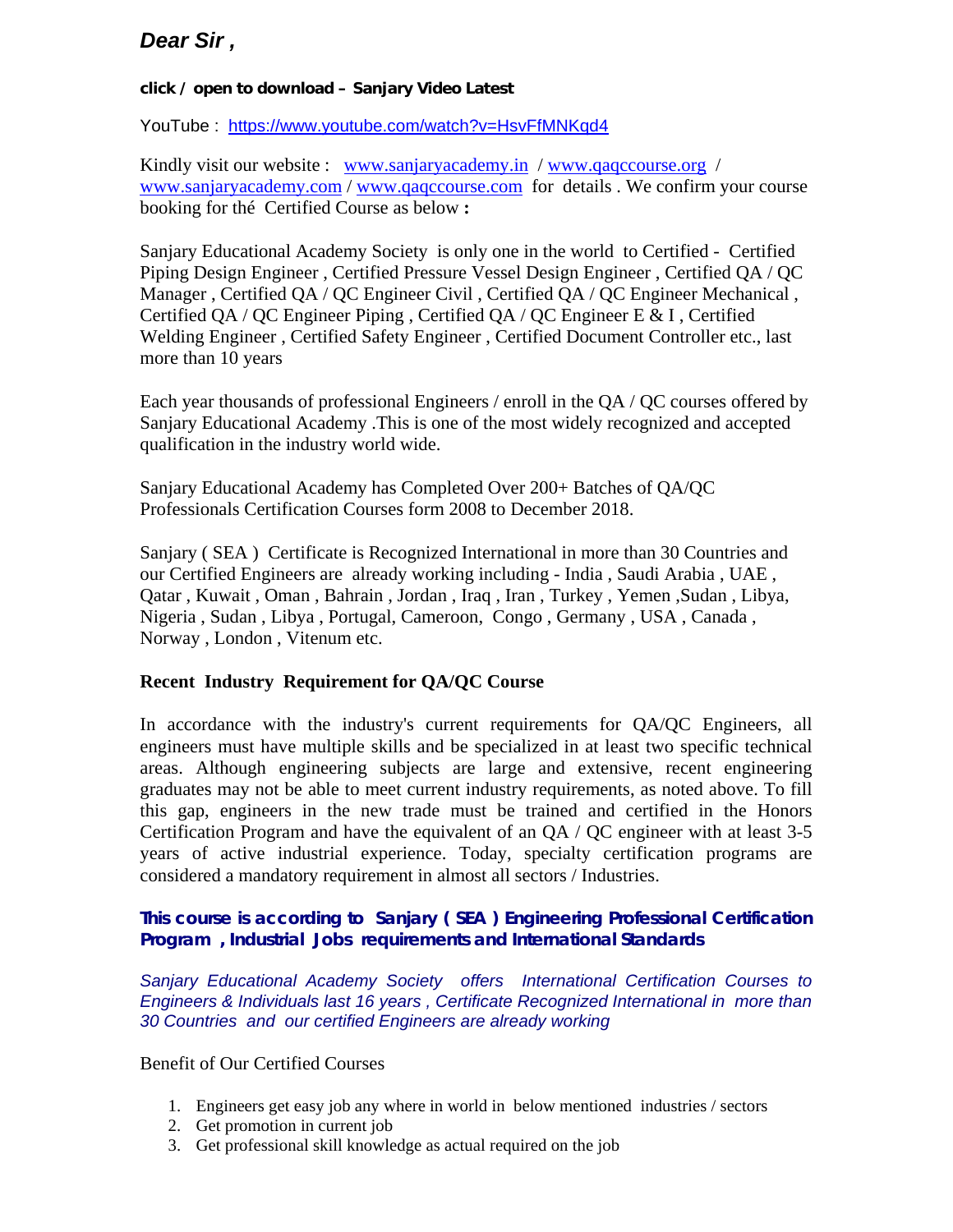## *Dear Sir ,*

**click / open to download – Sanjary Video Latest**

YouTube : [https://www.youtube.com/watch?v=HsvFfMNKqd4](https://www.youtube.com/watch?v=HsvFfMNKqd4)

Kindly visit our website : [www.sanjaryacademy.in](www.sanjaryacademy.in) / [www.qaqccourse.org](www.qaqccourse.org) / [www.sanjaryacademy.com](www.sanjaryacademy.com) / [www.qaqccourse.com](www.qaqccourse.com) for details . We confirm your course booking for thé Certified Course as below **:**

Sanjary Educational Academy Society is only one in the world to Certified - Certified Piping Design Engineer , Certified Pressure Vessel Design Engineer , Certified QA / QC Manager , Certified QA / QC Engineer Civil , Certified QA / QC Engineer Mechanical , Certified QA / QC Engineer Piping , Certified QA / QC Engineer E & I , Certified Welding Engineer , Certified Safety Engineer , Certified Document Controller etc., last more than 10 years

Each year thousands of professional Engineers / enroll in the QA / QC courses offered by Sanjary Educational Academy .This is one of the most widely recognized and accepted qualification in the industry world wide.

Sanjary Educational Academy has Completed Over 200+ Batches of QA/QC Professionals Certification Courses form 2008 to December 2018.

Sanjary ( SEA ) Certificate is Recognized International in more than 30 Countries and our Certified Engineers are already working including - India , Saudi Arabia , UAE , Qatar , Kuwait , Oman , Bahrain , Jordan , Iraq , Iran , Turkey , Yemen ,Sudan , Libya, Nigeria , Sudan , Libya , Portugal, Cameroon, Congo , Germany , USA , Canada , Norway , London , Vitenum etc.

**Recent Industry Requirement for QA/QC Course**

In accordance with the industry's current requirements for QA/QC Engineers, all engineers must have multiple skills and be specialized in at least two specific technical areas. Although engineering subjects are large and extensive, recent engineering graduates may not be able to meet current industry requirements, as noted above. To fill this gap, engineers in the new trade must be trained and certified in the Honors Certification Program and have the equivalent of an QA / QC engineer with at least 3-5 years of active industrial experience. Today, specialty certification programs are considered a mandatory requirement in almost all sectors / Industries.

***This course is according to Sanjary ( SEA ) Engineering Professional Certification Program , Industrial Jobs requirements and International Standards***

*Sanjary Educational Academy Society offers International Certification Courses to Engineers & Individuals last 16 years , Certificate Recognized International in more than 30 Countries and our certified Engineers are already working*

Benefit of Our Certified Courses

1. Engineers get easy job any where in world in below mentioned industries / sectors
2. Get promotion in current job
3. Get professional skill knowledge as actual required on the job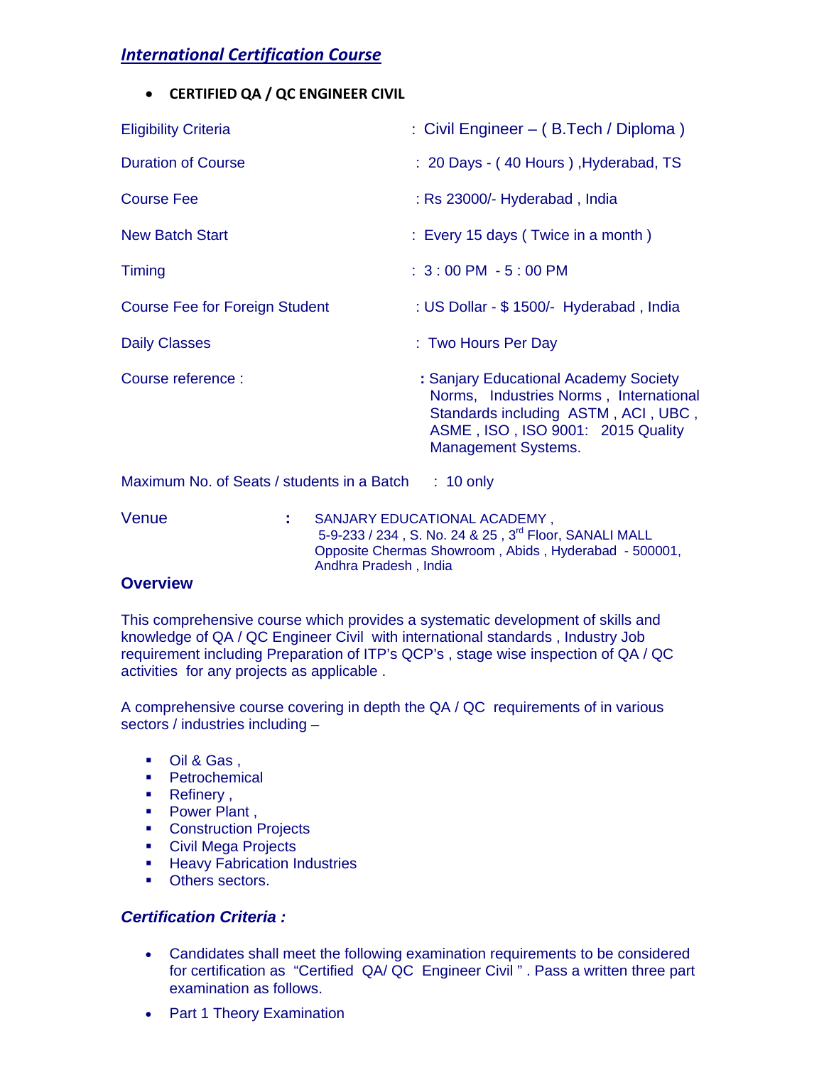## ***International Certification Course***

- **CERTIFIED QA / QC ENGINEER CIVIL**

| | |
|---|---|
| Eligibility Criteria | : Civil Engineer – ( B.Tech / Diploma ) |
| Duration of Course | : 20 Days - ( 40 Hours ) ,Hyderabad, TS |
| Course Fee | : Rs 23000/- Hyderabad , India |
| New Batch Start | : Every 15 days ( Twice in a month ) |
| Timing | : 3 : 00 PM - 5 : 00 PM |
| Course Fee for Foreign Student | : US Dollar - $ 1500/- Hyderabad , India |
| Daily Classes | : Two Hours Per Day |
| Course reference : | : Sanjary Educational Academy Society Norms, Industries Norms , International Standards including ASTM , ACI , UBC , ASME , ISO , ISO 9001: 2015 Quality Management Systems. |
| Maximum No. of Seats / students in a Batch | : 10 only |
| Venue | : SANJARY EDUCATIONAL ACADEMY , 5-9-233 / 234 , S. No. 24 & 25 , 3rd Floor, SANALI MALL Opposite Chermas Showroom , Abids , Hyderabad - 500001, Andhra Pradesh , India |

### **Overview**

This comprehensive course which provides a systematic development of skills and knowledge of QA / QC Engineer Civil with international standards , Industry Job requirement including Preparation of ITP's QCP's , stage wise inspection of QA / QC activities for any projects as applicable .

A comprehensive course covering in depth the QA / QC requirements of in various sectors / industries including –

- Oil & Gas ,
- Petrochemical
- Refinery ,
- Power Plant ,
- Construction Projects
- Civil Mega Projects
- Heavy Fabrication Industries
- Others sectors.

### ***Certification Criteria :***

- Candidates shall meet the following examination requirements to be considered for certification as "Certified QA/ QC Engineer Civil " . Pass a written three part examination as follows.
- Part 1 Theory Examination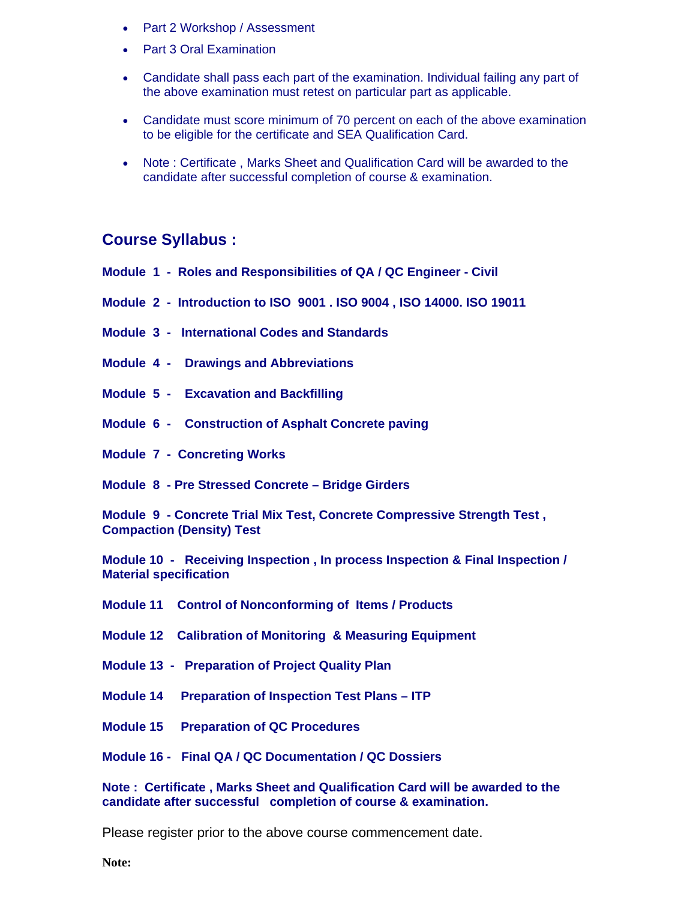- Part 2 Workshop / Assessment
- Part 3 Oral Examination

- Candidate shall pass each part of the examination. Individual failing any part of the above examination must retest on particular part as applicable.

- Candidate must score minimum of 70 percent on each of the above examination to be eligible for the certificate and SEA Qualification Card.

- Note : Certificate , Marks Sheet and Qualification Card will be awarded to the candidate after successful completion of course & examination.

## Course Syllabus :

**Module 1 - Roles and Responsibilities of QA / QC Engineer - Civil**

**Module 2 - Introduction to ISO 9001 . ISO 9004 , ISO 14000. ISO 19011**

**Module 3 - International Codes and Standards**

**Module 4 - Drawings and Abbreviations**

**Module 5 - Excavation and Backfilling**

**Module 6 - Construction of Asphalt Concrete paving**

**Module 7 - Concreting Works**

**Module 8 - Pre Stressed Concrete – Bridge Girders**

**Module 9 - Concrete Trial Mix Test, Concrete Compressive Strength Test , Compaction (Density) Test**

**Module 10 - Receiving Inspection , In process Inspection & Final Inspection / Material specification**

**Module 11 Control of Nonconforming of Items / Products**

**Module 12 Calibration of Monitoring & Measuring Equipment**

**Module 13 - Preparation of Project Quality Plan**

**Module 14 Preparation of Inspection Test Plans – ITP**

**Module 15 Preparation of QC Procedures**

**Module 16 - Final QA / QC Documentation / QC Dossiers**

**Note : Certificate , Marks Sheet and Qualification Card will be awarded to the candidate after successful completion of course & examination.**

Please register prior to the above course commencement date.

**Note:**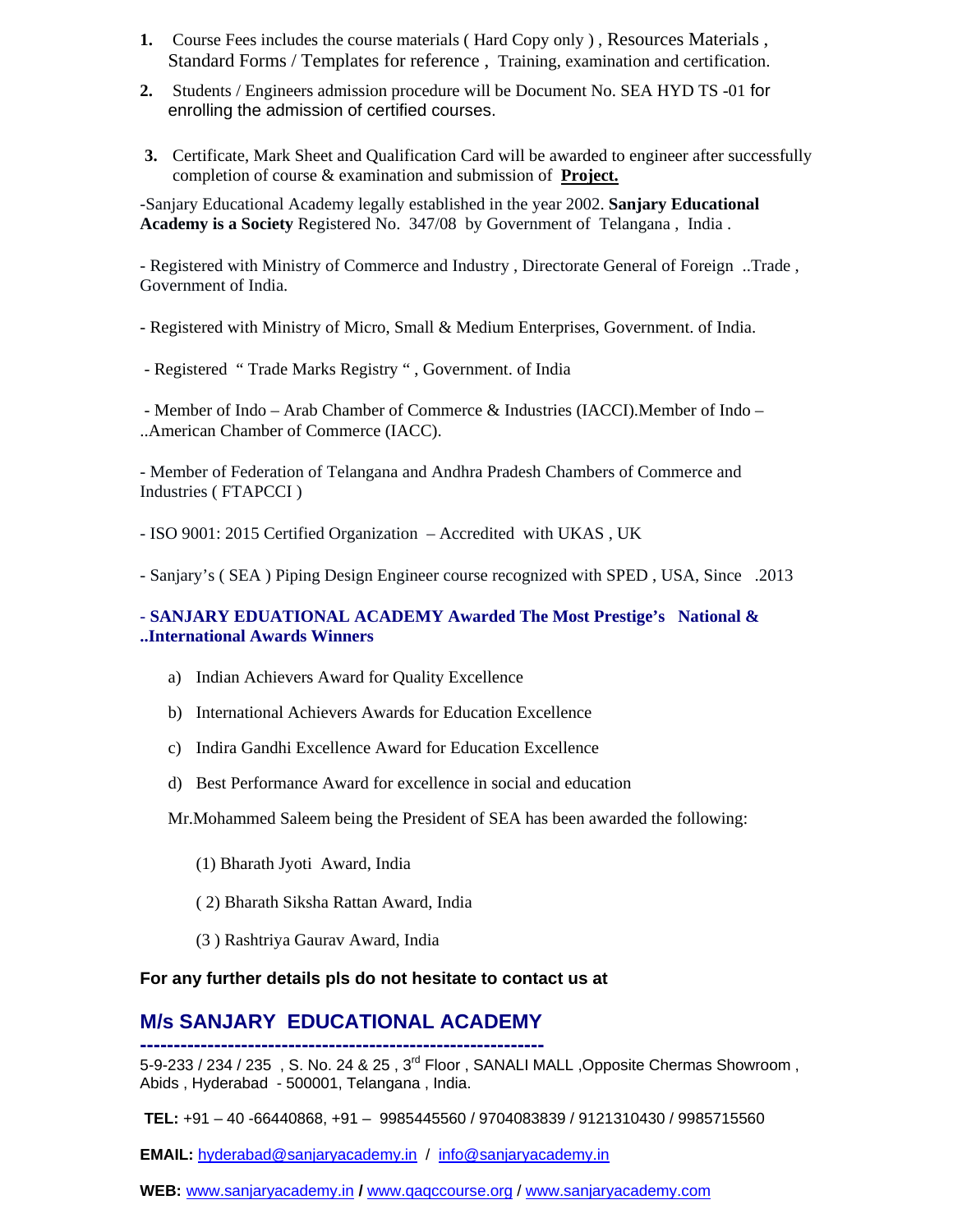1. Course Fees includes the course materials ( Hard Copy only ) , Resources Materials , Standard Forms / Templates for reference , Training, examination and certification.
2. Students / Engineers admission procedure will be Document No. SEA HYD TS -01 for enrolling the admission of certified courses.
3. Certificate, Mark Sheet and Qualification Card will be awarded to engineer after successfully completion of course & examination and submission of **Project.**

-Sanjary Educational Academy legally established in the year 2002. **Sanjary Educational Academy is a Society** Registered No. 347/08 by Government of Telangana , India .

- Registered with Ministry of Commerce and Industry , Directorate General of Foreign ..Trade , Government of India.

- Registered with Ministry of Micro, Small & Medium Enterprises, Government. of India.

- Registered " Trade Marks Registry " , Government. of India

- Member of Indo – Arab Chamber of Commerce & Industries (IACCI).Member of Indo – ..American Chamber of Commerce (IACC).

- Member of Federation of Telangana and Andhra Pradesh Chambers of Commerce and Industries ( FTAPCCI )

- ISO 9001: 2015 Certified Organization – Accredited with UKAS , UK

- Sanjary's ( SEA ) Piping Design Engineer course recognized with SPED , USA, Since .2013

**- SANJARY EDUATIONAL ACADEMY Awarded The Most Prestige's National & ..International Awards Winners**

a) Indian Achievers Award for Quality Excellence

b) International Achievers Awards for Education Excellence

c) Indira Gandhi Excellence Award for Education Excellence

d) Best Performance Award for excellence in social and education

Mr.Mohammed Saleem being the President of SEA has been awarded the following:

(1) Bharath Jyoti Award, India

( 2) Bharath Siksha Rattan Award, India

(3 ) Rashtriya Gaurav Award, India

**For any further details pls do not hesitate to contact us at**

## M/s SANJARY EDUCATIONAL ACADEMY

**-----------------------------------------------------------**

5-9-233 / 234 / 235 , S. No. 24 & 25 , 3rd Floor , SANALI MALL ,Opposite Chermas Showroom , Abids , Hyderabad - 500001, Telangana , India.

**TEL:** +91 – 40 -66440868, +91 – 9985445560 / 9704083839 / 9121310430 / 9985715560

**EMAIL:** hyderabad@sanjaryacademy.in / info@sanjaryacademy.in

**WEB:** www.sanjaryacademy.in **/** www.qaqccourse.org / www.sanjaryacademy.com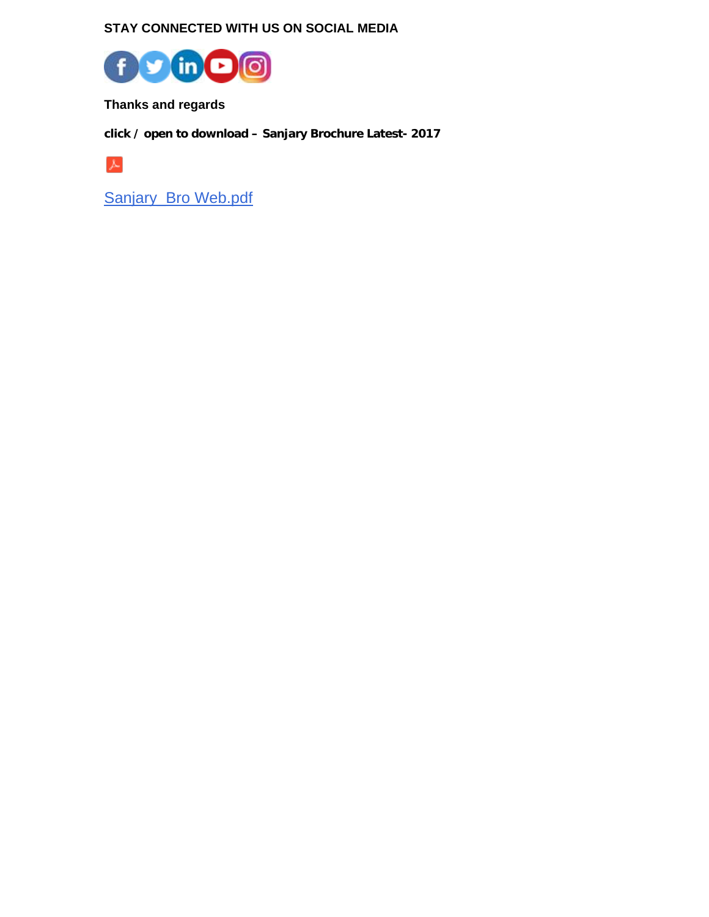**STAY CONNECTED WITH US ON SOCIAL MEDIA**

**Thanks and regards**

**click / open to download – Sanjary Brochure Latest- 2017**

Sanjary_Bro Web.pdf